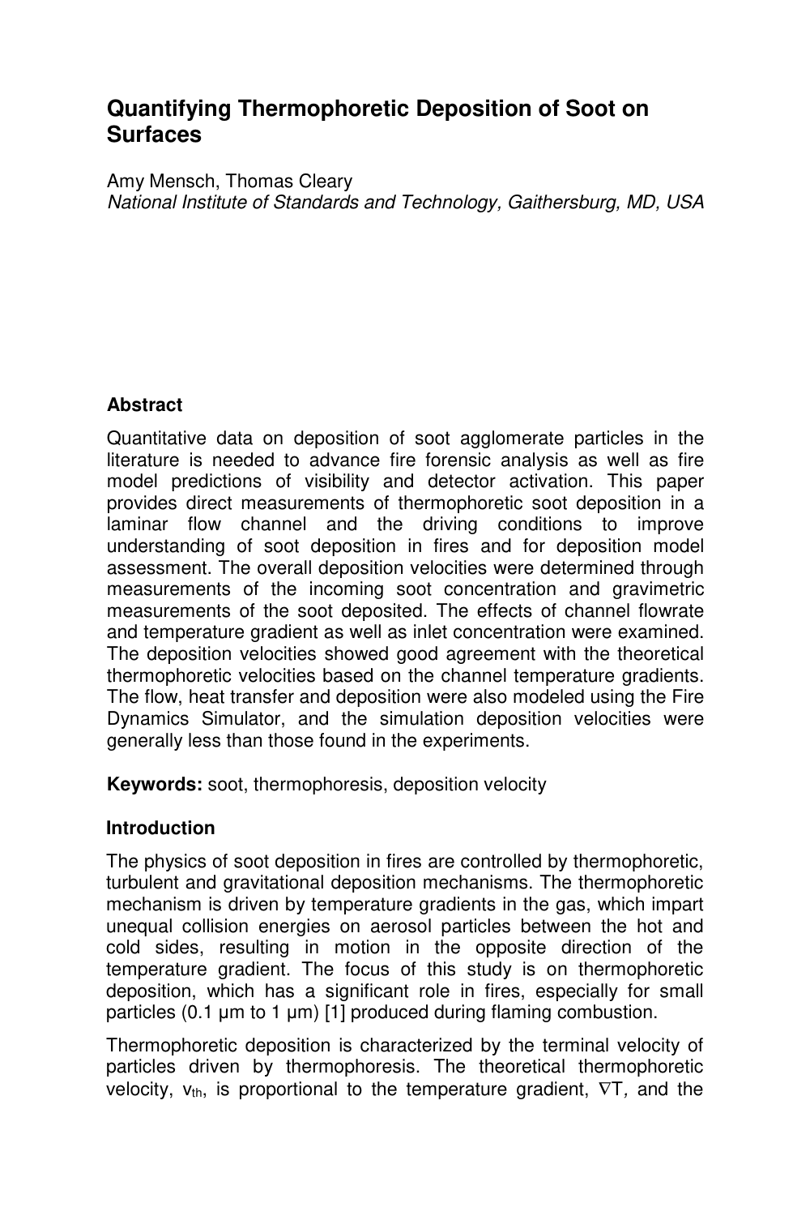# Quantifying Thermophoretic Deposition of Soot on Surfaces

Amy Mensch, Thomas Cleary
*National Institute of Standards and Technology, Gaithersburg, MD, USA*

## Abstract

Quantitative data on deposition of soot agglomerate particles in the literature is needed to advance fire forensic analysis as well as fire model predictions of visibility and detector activation. This paper provides direct measurements of thermophoretic soot deposition in a laminar flow channel and the driving conditions to improve understanding of soot deposition in fires and for deposition model assessment. The overall deposition velocities were determined through measurements of the incoming soot concentration and gravimetric measurements of the soot deposited. The effects of channel flowrate and temperature gradient as well as inlet concentration were examined. The deposition velocities showed good agreement with the theoretical thermophoretic velocities based on the channel temperature gradients. The flow, heat transfer and deposition were also modeled using the Fire Dynamics Simulator, and the simulation deposition velocities were generally less than those found in the experiments.

**Keywords:** soot, thermophoresis, deposition velocity

## Introduction

The physics of soot deposition in fires are controlled by thermophoretic, turbulent and gravitational deposition mechanisms. The thermophoretic mechanism is driven by temperature gradients in the gas, which impart unequal collision energies on aerosol particles between the hot and cold sides, resulting in motion in the opposite direction of the temperature gradient. The focus of this study is on thermophoretic deposition, which has a significant role in fires, especially for small particles (0.1 µm to 1 µm) [1] produced during flaming combustion.

Thermophoretic deposition is characterized by the terminal velocity of particles driven by thermophoresis. The theoretical thermophoretic velocity, $v_{th}$, is proportional to the temperature gradient, $\nabla T$, and the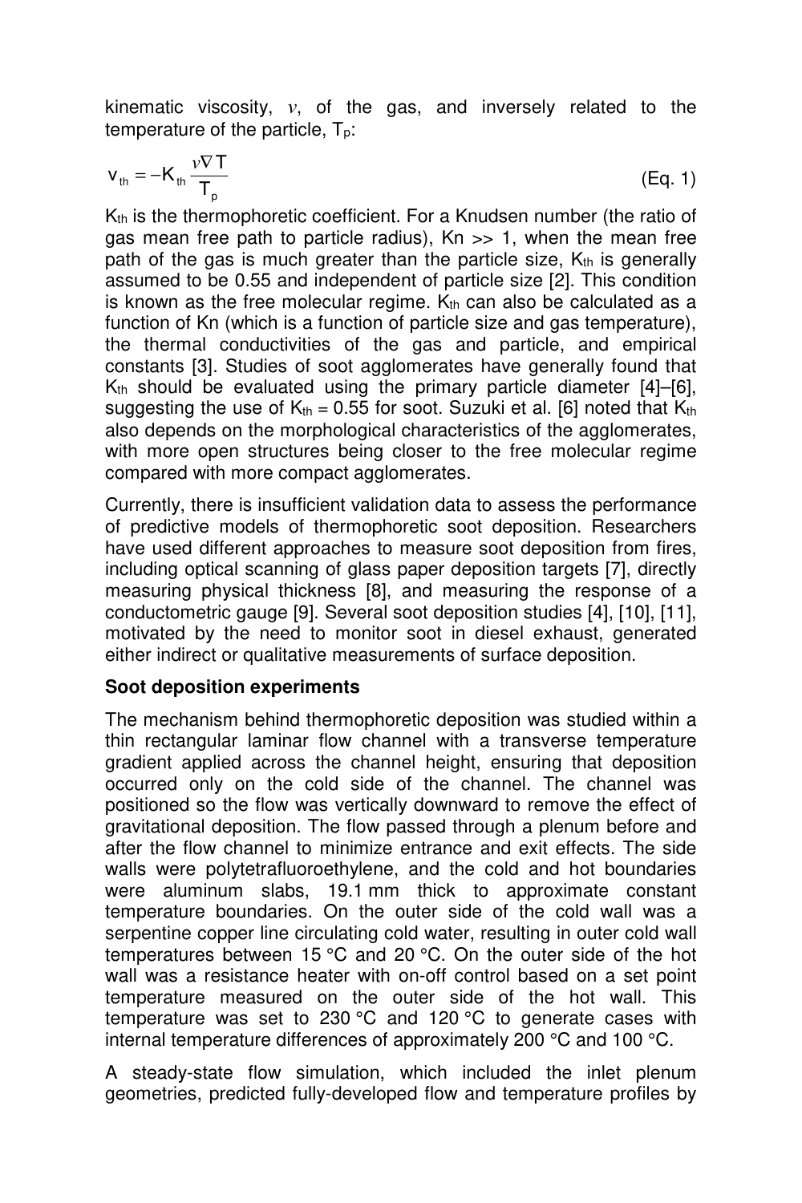kinematic viscosity, $\nu$, of the gas, and inversely related to the temperature of the particle, $T_p$:

$$v_{th} = -K_{th} \frac{\nu \nabla T}{T_p} \qquad \text{(Eq. 1)}$$

$K_{th}$ is the thermophoretic coefficient. For a Knudsen number (the ratio of gas mean free path to particle radius), Kn >> 1, when the mean free path of the gas is much greater than the particle size, $K_{th}$ is generally assumed to be 0.55 and independent of particle size [2]. This condition is known as the free molecular regime. $K_{th}$ can also be calculated as a function of Kn (which is a function of particle size and gas temperature), the thermal conductivities of the gas and particle, and empirical constants [3]. Studies of soot agglomerates have generally found that $K_{th}$ should be evaluated using the primary particle diameter [4]–[6], suggesting the use of $K_{th} = 0.55$ for soot. Suzuki et al. [6] noted that $K_{th}$ also depends on the morphological characteristics of the agglomerates, with more open structures being closer to the free molecular regime compared with more compact agglomerates.

Currently, there is insufficient validation data to assess the performance of predictive models of thermophoretic soot deposition. Researchers have used different approaches to measure soot deposition from fires, including optical scanning of glass paper deposition targets [7], directly measuring physical thickness [8], and measuring the response of a conductometric gauge [9]. Several soot deposition studies [4], [10], [11], motivated by the need to monitor soot in diesel exhaust, generated either indirect or qualitative measurements of surface deposition.

**Soot deposition experiments**

The mechanism behind thermophoretic deposition was studied within a thin rectangular laminar flow channel with a transverse temperature gradient applied across the channel height, ensuring that deposition occurred only on the cold side of the channel. The channel was positioned so the flow was vertically downward to remove the effect of gravitational deposition. The flow passed through a plenum before and after the flow channel to minimize entrance and exit effects. The side walls were polytetrafluoroethylene, and the cold and hot boundaries were aluminum slabs, 19.1 mm thick to approximate constant temperature boundaries. On the outer side of the cold wall was a serpentine copper line circulating cold water, resulting in outer cold wall temperatures between 15 °C and 20 °C. On the outer side of the hot wall was a resistance heater with on-off control based on a set point temperature measured on the outer side of the hot wall. This temperature was set to 230 °C and 120 °C to generate cases with internal temperature differences of approximately 200 °C and 100 °C.

A steady-state flow simulation, which included the inlet plenum geometries, predicted fully-developed flow and temperature profiles by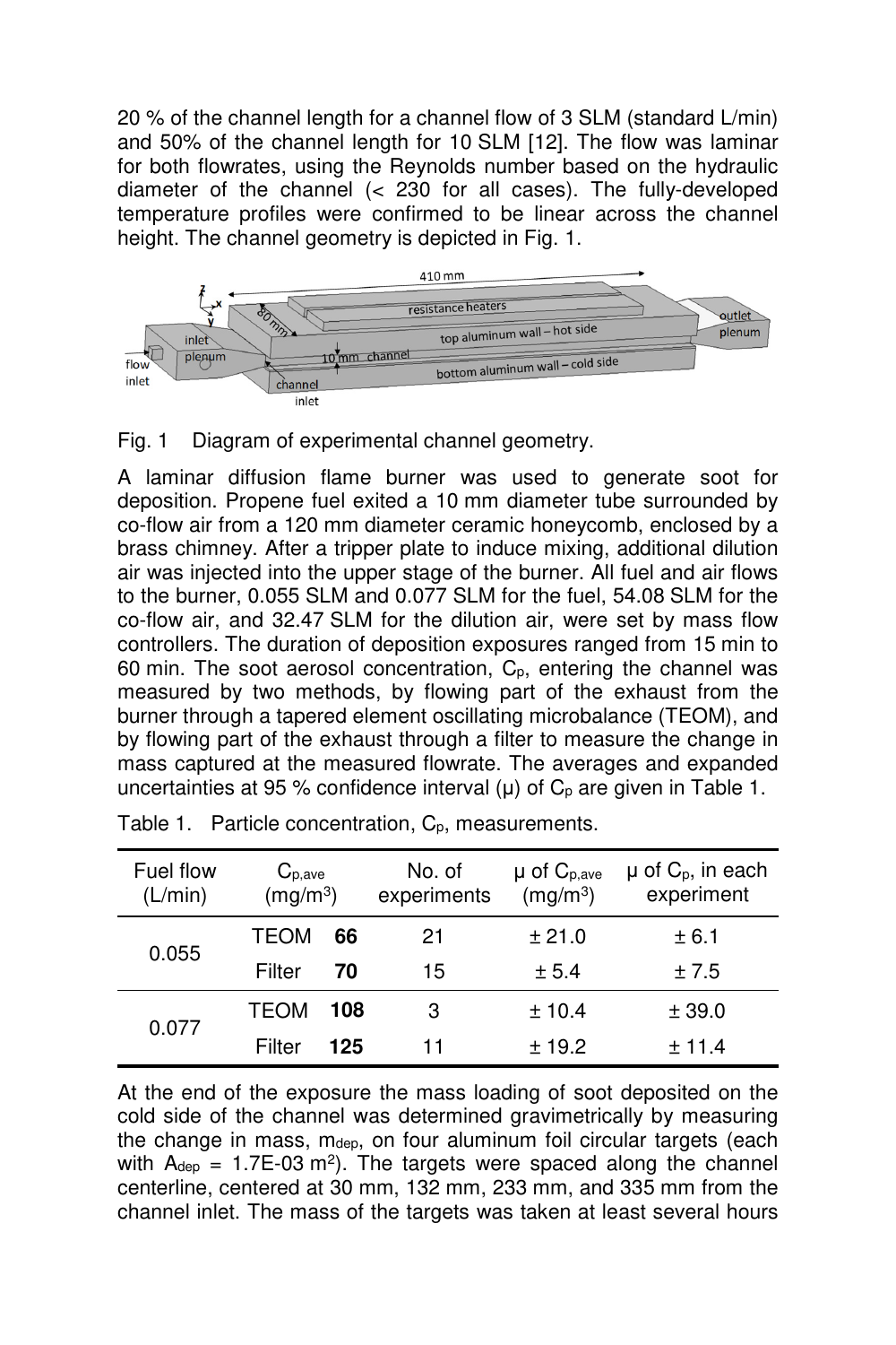20 % of the channel length for a channel flow of 3 SLM (standard L/min) and 50% of the channel length for 10 SLM [12]. The flow was laminar for both flowrates, using the Reynolds number based on the hydraulic diameter of the channel (< 230 for all cases). The fully-developed temperature profiles were confirmed to be linear across the channel height. The channel geometry is depicted in Fig. 1.

Fig. 1 Diagram of experimental channel geometry.

A laminar diffusion flame burner was used to generate soot for deposition. Propene fuel exited a 10 mm diameter tube surrounded by co-flow air from a 120 mm diameter ceramic honeycomb, enclosed by a brass chimney. After a tripper plate to induce mixing, additional dilution air was injected into the upper stage of the burner. All fuel and air flows to the burner, 0.055 SLM and 0.077 SLM for the fuel, 54.08 SLM for the co-flow air, and 32.47 SLM for the dilution air, were set by mass flow controllers. The duration of deposition exposures ranged from 15 min to 60 min. The soot aerosol concentration, $C_p$, entering the channel was measured by two methods, by flowing part of the exhaust from the burner through a tapered element oscillating microbalance (TEOM), and by flowing part of the exhaust through a filter to measure the change in mass captured at the measured flowrate. The averages and expanded uncertainties at 95 % confidence interval (μ) of $C_p$ are given in Table 1.

Table 1. Particle concentration, $C_p$, measurements.

| Fuel flow (L/min) | $C_{p,ave}$ (mg/m$^3$) | | No. of experiments | μ of $C_{p,ave}$ (mg/m$^3$) | μ of $C_p$, in each experiment |
|---|---|---|---|---|---|
| 0.055 | TEOM | **66** | 21 | ± 21.0 | ± 6.1 |
| | Filter | **70** | 15 | ± 5.4 | ± 7.5 |
| 0.077 | TEOM | **108** | 3 | ± 10.4 | ± 39.0 |
| | Filter | **125** | 11 | ± 19.2 | ± 11.4 |

At the end of the exposure the mass loading of soot deposited on the cold side of the channel was determined gravimetrically by measuring the change in mass, $m_{dep}$, on four aluminum foil circular targets (each with $A_{dep}$ = 1.7E-03 m$^2$). The targets were spaced along the channel centerline, centered at 30 mm, 132 mm, 233 mm, and 335 mm from the channel inlet. The mass of the targets was taken at least several hours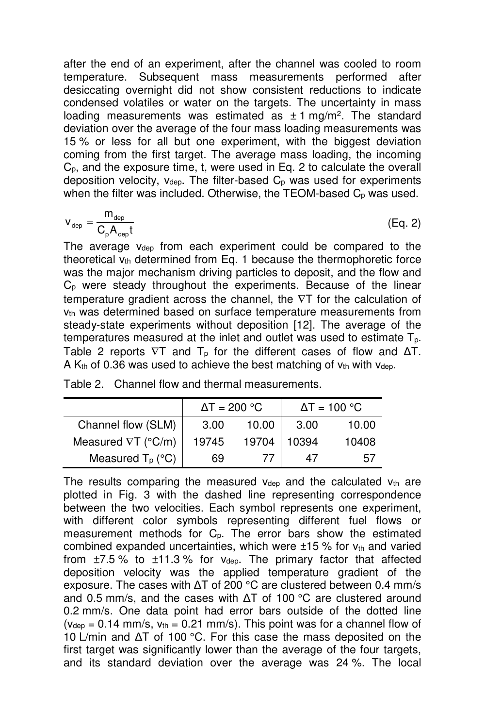after the end of an experiment, after the channel was cooled to room temperature. Subsequent mass measurements performed after desiccating overnight did not show consistent reductions to indicate condensed volatiles or water on the targets. The uncertainty in mass loading measurements was estimated as ± 1 mg/m$^2$. The standard deviation over the average of the four mass loading measurements was 15 % or less for all but one experiment, with the biggest deviation coming from the first target. The average mass loading, the incoming $C_p$, and the exposure time, t, were used in Eq. 2 to calculate the overall deposition velocity, $v_{dep}$. The filter-based $C_p$ was used for experiments when the filter was included. Otherwise, the TEOM-based $C_p$ was used.

$$v_{dep} = \frac{m_{dep}}{C_p A_{dep} t} \quad \text{(Eq. 2)}$$

The average $v_{dep}$ from each experiment could be compared to the theoretical $v_{th}$ determined from Eq. 1 because the thermophoretic force was the major mechanism driving particles to deposit, and the flow and $C_p$ were steady throughout the experiments. Because of the linear temperature gradient across the channel, the $\nabla T$ for the calculation of $v_{th}$ was determined based on surface temperature measurements from steady-state experiments without deposition [12]. The average of the temperatures measured at the inlet and outlet was used to estimate $T_p$. Table 2 reports $\nabla T$ and $T_p$ for the different cases of flow and $\Delta T$. A $K_{th}$ of 0.36 was used to achieve the best matching of $v_{th}$ with $v_{dep}$.

Table 2. Channel flow and thermal measurements.

| | $\Delta T$ = 200 °C | | $\Delta T$ = 100 °C | |
|---|---|---|---|---|
| Channel flow (SLM) | 3.00 | 10.00 | 3.00 | 10.00 |
| Measured $\nabla T$ (°C/m) | 19745 | 19704 | 10394 | 10408 |
| Measured $T_p$ (°C) | 69 | 77 | 47 | 57 |

The results comparing the measured $v_{dep}$ and the calculated $v_{th}$ are plotted in Fig. 3 with the dashed line representing correspondence between the two velocities. Each symbol represents one experiment, with different color symbols representing different fuel flows or measurement methods for $C_p$. The error bars show the estimated combined expanded uncertainties, which were ±15 % for $v_{th}$ and varied from ±7.5 % to ±11.3 % for $v_{dep}$. The primary factor that affected deposition velocity was the applied temperature gradient of the exposure. The cases with $\Delta T$ of 200 °C are clustered between 0.4 mm/s and 0.5 mm/s, and the cases with $\Delta T$ of 100 °C are clustered around 0.2 mm/s. One data point had error bars outside of the dotted line ($v_{dep}$ = 0.14 mm/s, $v_{th}$ = 0.21 mm/s). This point was for a channel flow of 10 L/min and $\Delta T$ of 100 °C. For this case the mass deposited on the first target was significantly lower than the average of the four targets, and its standard deviation over the average was 24 %. The local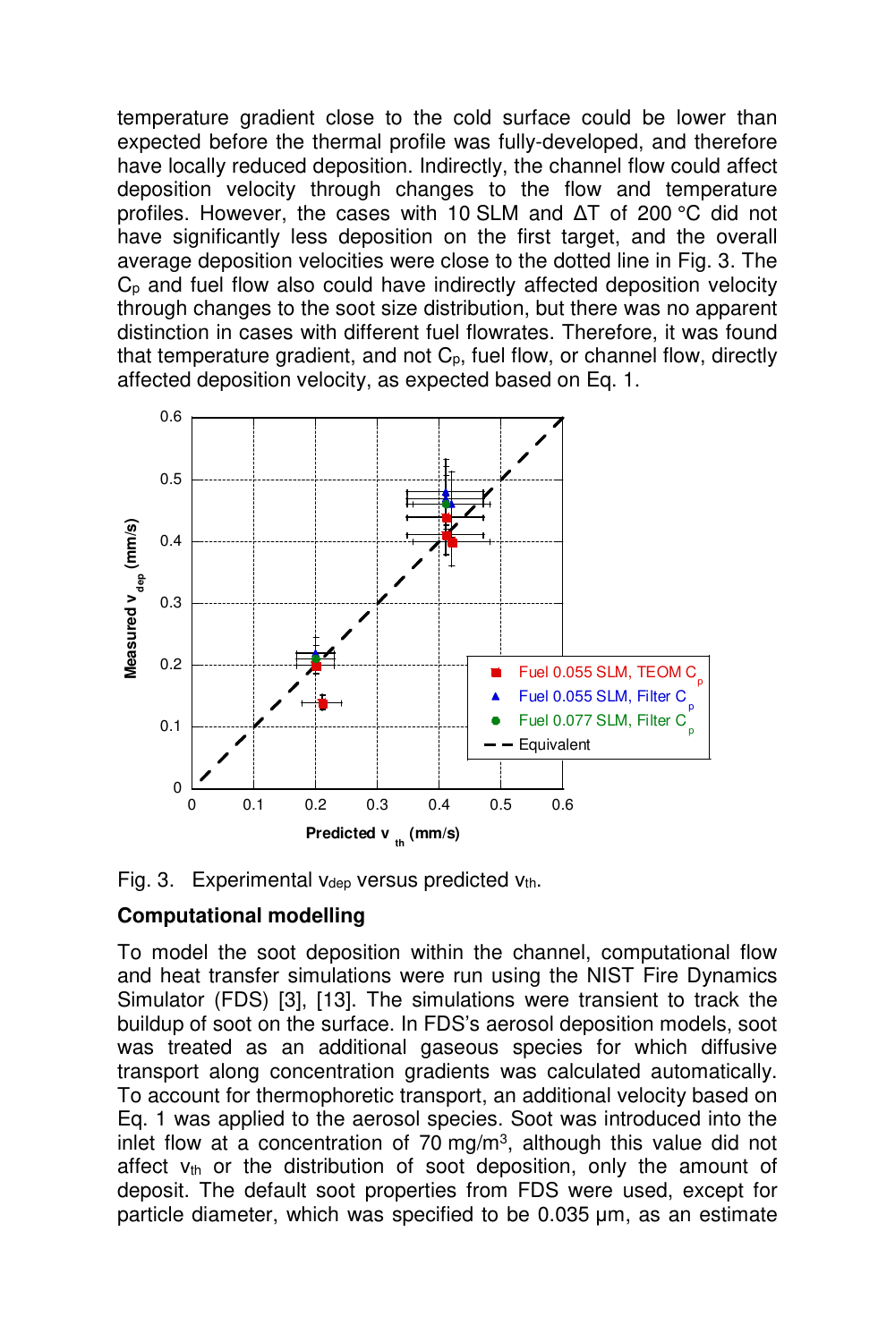temperature gradient close to the cold surface could be lower than expected before the thermal profile was fully-developed, and therefore have locally reduced deposition. Indirectly, the channel flow could affect deposition velocity through changes to the flow and temperature profiles. However, the cases with 10 SLM and ΔT of 200 °C did not have significantly less deposition on the first target, and the overall average deposition velocities were close to the dotted line in Fig. 3. The $C_p$ and fuel flow also could have indirectly affected deposition velocity through changes to the soot size distribution, but there was no apparent distinction in cases with different fuel flowrates. Therefore, it was found that temperature gradient, and not $C_p$, fuel flow, or channel flow, directly affected deposition velocity, as expected based on Eq. 1.

Fig. 3. Experimental $v_{dep}$ versus predicted $v_{th}$.

## Computational modelling

To model the soot deposition within the channel, computational flow and heat transfer simulations were run using the NIST Fire Dynamics Simulator (FDS) [3], [13]. The simulations were transient to track the buildup of soot on the surface. In FDS's aerosol deposition models, soot was treated as an additional gaseous species for which diffusive transport along concentration gradients was calculated automatically. To account for thermophoretic transport, an additional velocity based on Eq. 1 was applied to the aerosol species. Soot was introduced into the inlet flow at a concentration of 70 mg/m$^3$, although this value did not affect $v_{th}$ or the distribution of soot deposition, only the amount of deposit. The default soot properties from FDS were used, except for particle diameter, which was specified to be 0.035 μm, as an estimate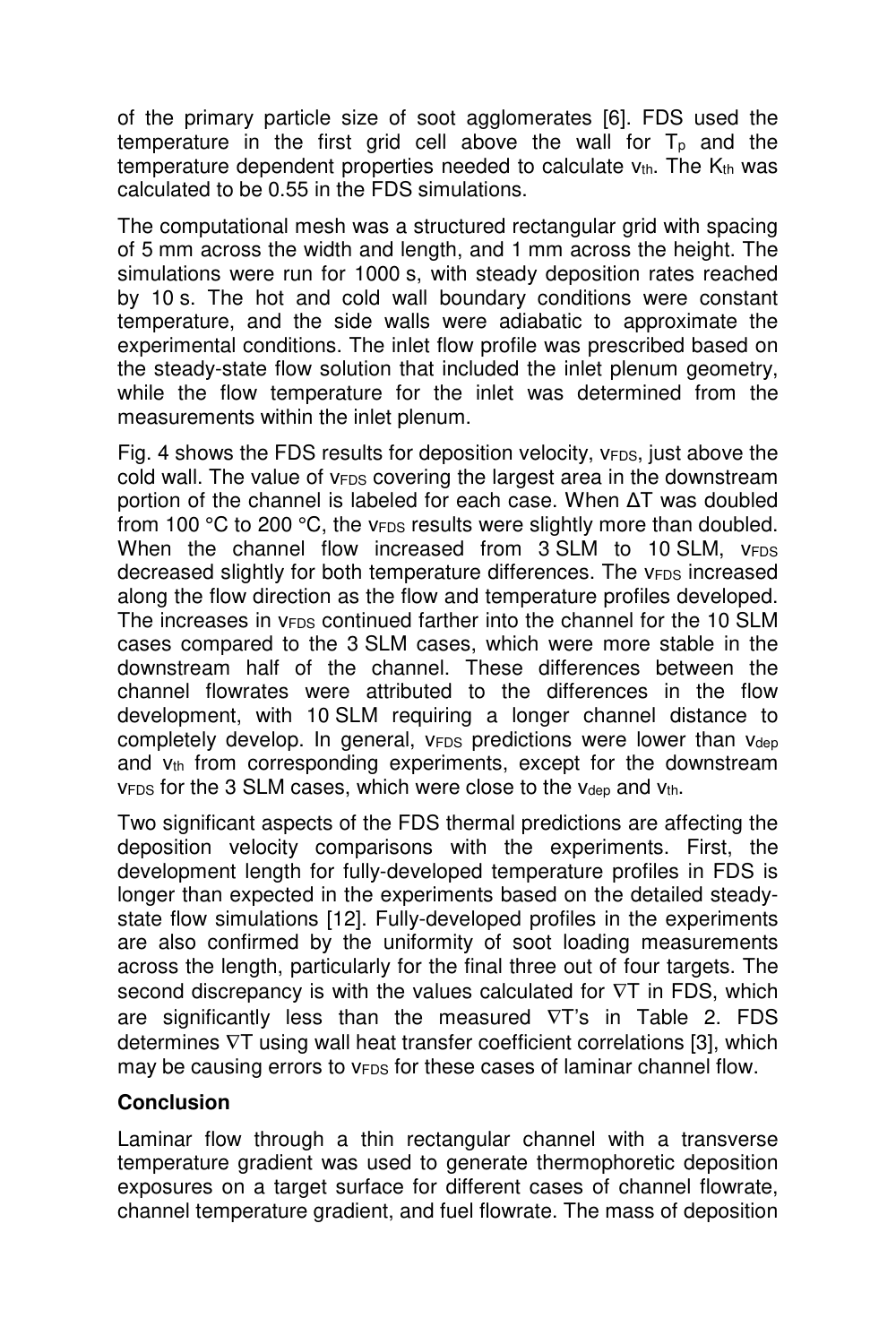of the primary particle size of soot agglomerates [6]. FDS used the temperature in the first grid cell above the wall for $T_p$ and the temperature dependent properties needed to calculate $v_{th}$. The $K_{th}$ was calculated to be 0.55 in the FDS simulations.

The computational mesh was a structured rectangular grid with spacing of 5 mm across the width and length, and 1 mm across the height. The simulations were run for 1000 s, with steady deposition rates reached by 10 s. The hot and cold wall boundary conditions were constant temperature, and the side walls were adiabatic to approximate the experimental conditions. The inlet flow profile was prescribed based on the steady-state flow solution that included the inlet plenum geometry, while the flow temperature for the inlet was determined from the measurements within the inlet plenum.

Fig. 4 shows the FDS results for deposition velocity, $v_{FDS}$, just above the cold wall. The value of $v_{FDS}$ covering the largest area in the downstream portion of the channel is labeled for each case. When $\Delta T$ was doubled from 100 °C to 200 °C, the $v_{FDS}$ results were slightly more than doubled. When the channel flow increased from 3 SLM to 10 SLM, $v_{FDS}$ decreased slightly for both temperature differences. The $v_{FDS}$ increased along the flow direction as the flow and temperature profiles developed. The increases in $v_{FDS}$ continued farther into the channel for the 10 SLM cases compared to the 3 SLM cases, which were more stable in the downstream half of the channel. These differences between the channel flowrates were attributed to the differences in the flow development, with 10 SLM requiring a longer channel distance to completely develop. In general, $v_{FDS}$ predictions were lower than $v_{dep}$ and $v_{th}$ from corresponding experiments, except for the downstream $v_{FDS}$ for the 3 SLM cases, which were close to the $v_{dep}$ and $v_{th}$.

Two significant aspects of the FDS thermal predictions are affecting the deposition velocity comparisons with the experiments. First, the development length for fully-developed temperature profiles in FDS is longer than expected in the experiments based on the detailed steady-state flow simulations [12]. Fully-developed profiles in the experiments are also confirmed by the uniformity of soot loading measurements across the length, particularly for the final three out of four targets. The second discrepancy is with the values calculated for $\nabla T$ in FDS, which are significantly less than the measured $\nabla T$'s in Table 2. FDS determines $\nabla T$ using wall heat transfer coefficient correlations [3], which may be causing errors to $v_{FDS}$ for these cases of laminar channel flow.

## Conclusion

Laminar flow through a thin rectangular channel with a transverse temperature gradient was used to generate thermophoretic deposition exposures on a target surface for different cases of channel flowrate, channel temperature gradient, and fuel flowrate. The mass of deposition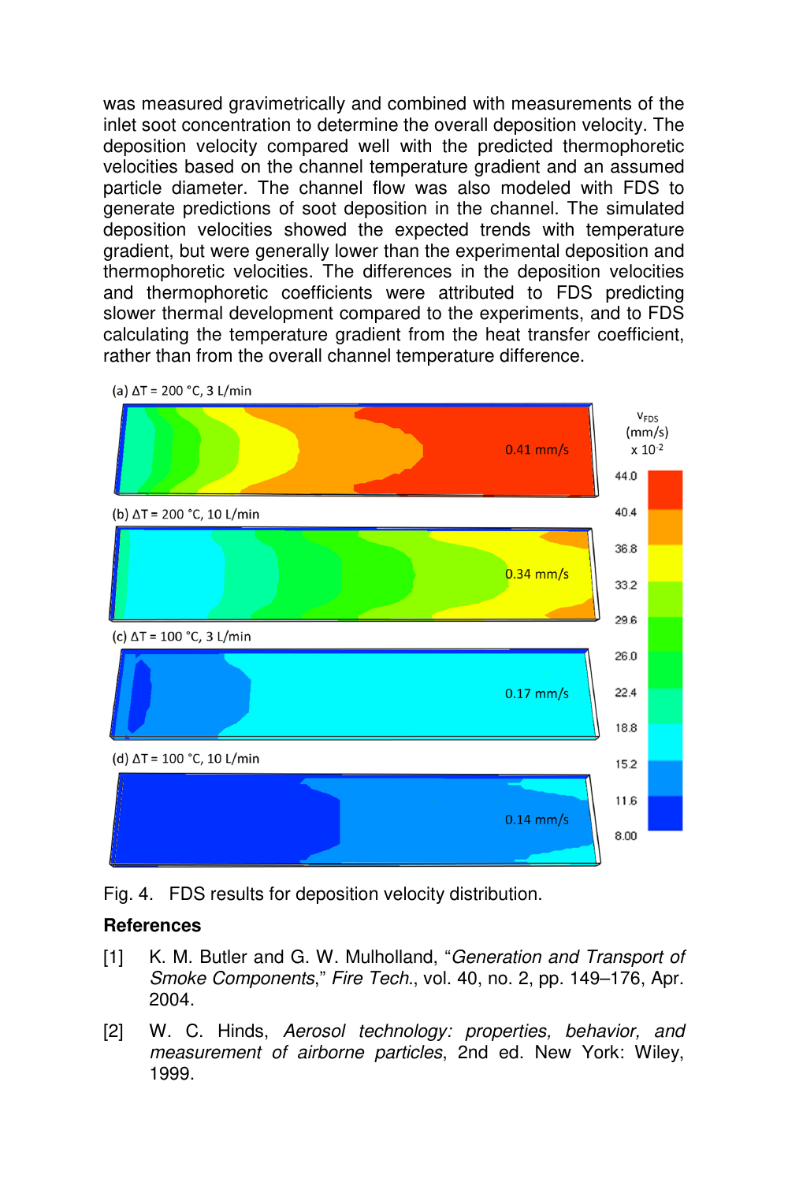was measured gravimetrically and combined with measurements of the inlet soot concentration to determine the overall deposition velocity. The deposition velocity compared well with the predicted thermophoretic velocities based on the channel temperature gradient and an assumed particle diameter. The channel flow was also modeled with FDS to generate predictions of soot deposition in the channel. The simulated deposition velocities showed the expected trends with temperature gradient, but were generally lower than the experimental deposition and thermophoretic velocities. The differences in the deposition velocities and thermophoretic coefficients were attributed to FDS predicting slower thermal development compared to the experiments, and to FDS calculating the temperature gradient from the heat transfer coefficient, rather than from the overall channel temperature difference.

Fig. 4. FDS results for deposition velocity distribution.

## References

[1] K. M. Butler and G. W. Mulholland, "*Generation and Transport of Smoke Components*," *Fire Tech.*, vol. 40, no. 2, pp. 149–176, Apr. 2004.

[2] W. C. Hinds, *Aerosol technology: properties, behavior, and measurement of airborne particles*, 2nd ed. New York: Wiley, 1999.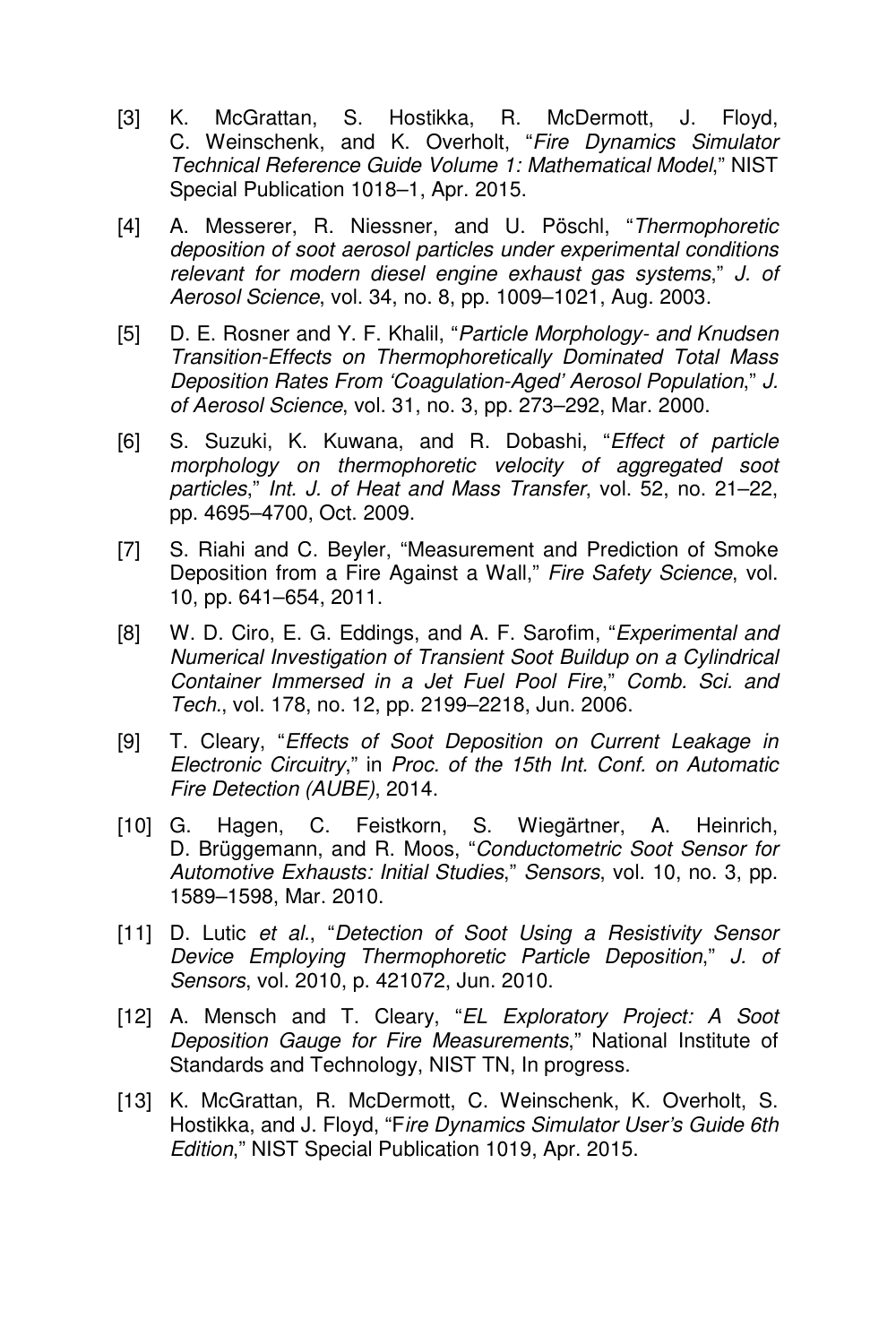[3] K. McGrattan, S. Hostikka, R. McDermott, J. Floyd, C. Weinschenk, and K. Overholt, "*Fire Dynamics Simulator Technical Reference Guide Volume 1: Mathematical Model*," NIST Special Publication 1018–1, Apr. 2015.

[4] A. Messerer, R. Niessner, and U. Pöschl, "*Thermophoretic deposition of soot aerosol particles under experimental conditions relevant for modern diesel engine exhaust gas systems*," *J. of Aerosol Science*, vol. 34, no. 8, pp. 1009–1021, Aug. 2003.

[5] D. E. Rosner and Y. F. Khalil, "*Particle Morphology- and Knudsen Transition-Effects on Thermophoretically Dominated Total Mass Deposition Rates From 'Coagulation-Aged' Aerosol Population*," *J. of Aerosol Science*, vol. 31, no. 3, pp. 273–292, Mar. 2000.

[6] S. Suzuki, K. Kuwana, and R. Dobashi, "*Effect of particle morphology on thermophoretic velocity of aggregated soot particles*," *Int. J. of Heat and Mass Transfer*, vol. 52, no. 21–22, pp. 4695–4700, Oct. 2009.

[7] S. Riahi and C. Beyler, "Measurement and Prediction of Smoke Deposition from a Fire Against a Wall," *Fire Safety Science*, vol. 10, pp. 641–654, 2011.

[8] W. D. Ciro, E. G. Eddings, and A. F. Sarofim, "*Experimental and Numerical Investigation of Transient Soot Buildup on a Cylindrical Container Immersed in a Jet Fuel Pool Fire*," *Comb. Sci. and Tech.*, vol. 178, no. 12, pp. 2199–2218, Jun. 2006.

[9] T. Cleary, "*Effects of Soot Deposition on Current Leakage in Electronic Circuitry*," in *Proc. of the 15th Int. Conf. on Automatic Fire Detection (AUBE)*, 2014.

[10] G. Hagen, C. Feistkorn, S. Wiegärtner, A. Heinrich, D. Brüggemann, and R. Moos, "*Conductometric Soot Sensor for Automotive Exhausts: Initial Studies*," *Sensors*, vol. 10, no. 3, pp. 1589–1598, Mar. 2010.

[11] D. Lutic *et al.*, "*Detection of Soot Using a Resistivity Sensor Device Employing Thermophoretic Particle Deposition*," *J. of Sensors*, vol. 2010, p. 421072, Jun. 2010.

[12] A. Mensch and T. Cleary, "*EL Exploratory Project: A Soot Deposition Gauge for Fire Measurements*," National Institute of Standards and Technology, NIST TN, In progress.

[13] K. McGrattan, R. McDermott, C. Weinschenk, K. Overholt, S. Hostikka, and J. Floyd, "F*ire Dynamics Simulator User's Guide 6th Edition*," NIST Special Publication 1019, Apr. 2015.